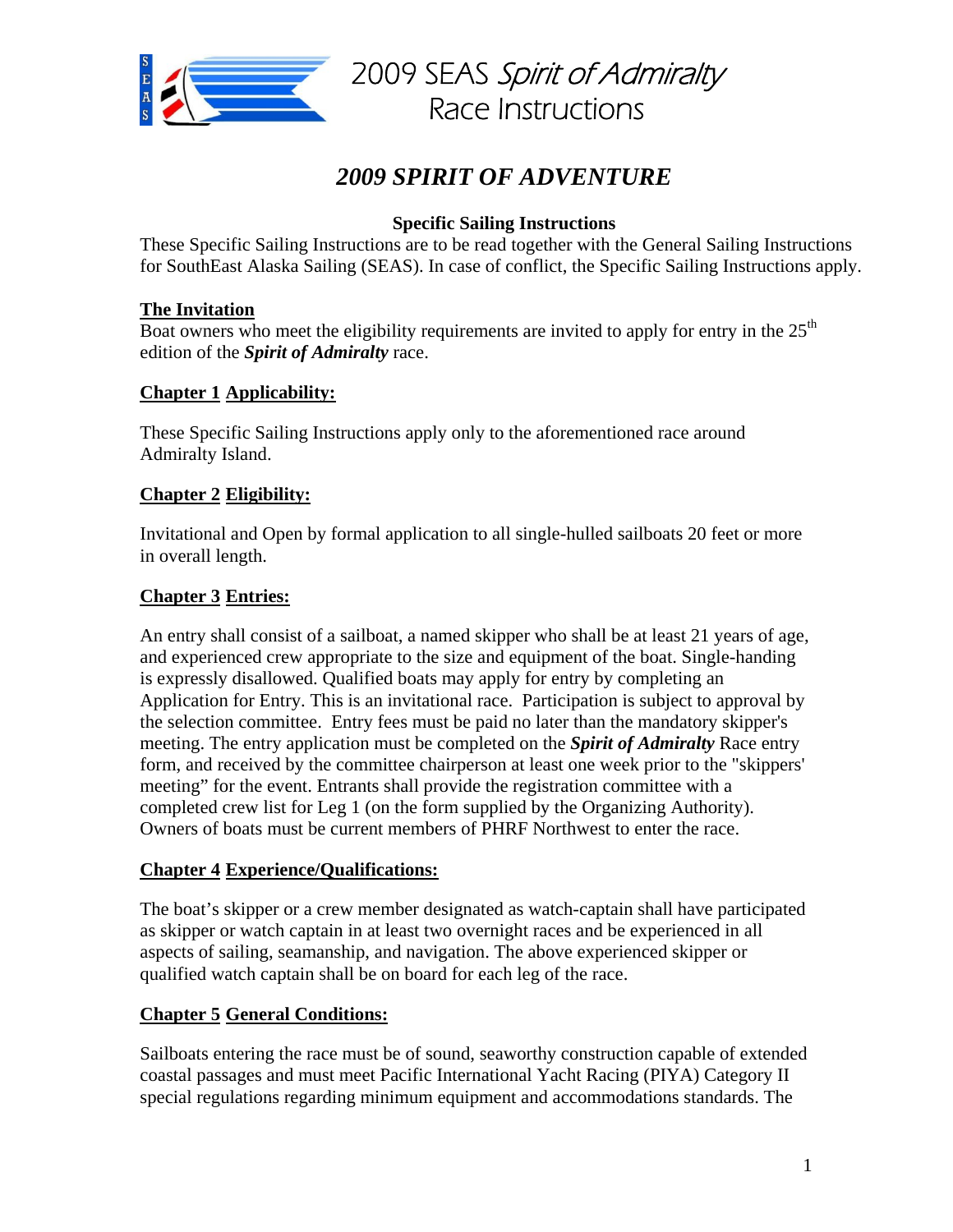2009 SEAS *Spirit of Admiralty* Race Instructions

# *2009 SPIRIT OF ADVENTURE*

**Specific Sailing Instructions**

These Specific Sailing Instructions are to be read together with the General Sailing Instructions for SouthEast Alaska Sailing (SEAS). In case of conflict, the Specific Sailing Instructions apply.

## The Invitation

Boat owners who meet the eligibility requirements are invited to apply for entry in the 25th edition of the ***Spirit of Admiralty*** race.

## Chapter 1 Applicability:

These Specific Sailing Instructions apply only to the aforementioned race around Admiralty Island.

## Chapter 2 Eligibility:

Invitational and Open by formal application to all single-hulled sailboats 20 feet or more in overall length.

## Chapter 3 Entries:

An entry shall consist of a sailboat, a named skipper who shall be at least 21 years of age, and experienced crew appropriate to the size and equipment of the boat. Single-handing is expressly disallowed. Qualified boats may apply for entry by completing an Application for Entry. This is an invitational race. Participation is subject to approval by the selection committee. Entry fees must be paid no later than the mandatory skipper's meeting. The entry application must be completed on the ***Spirit of Admiralty*** Race entry form, and received by the committee chairperson at least one week prior to the "skippers' meeting" for the event. Entrants shall provide the registration committee with a completed crew list for Leg 1 (on the form supplied by the Organizing Authority). Owners of boats must be current members of PHRF Northwest to enter the race.

## Chapter 4 Experience/Qualifications:

The boat's skipper or a crew member designated as watch-captain shall have participated as skipper or watch captain in at least two overnight races and be experienced in all aspects of sailing, seamanship, and navigation. The above experienced skipper or qualified watch captain shall be on board for each leg of the race.

## Chapter 5 General Conditions:

Sailboats entering the race must be of sound, seaworthy construction capable of extended coastal passages and must meet Pacific International Yacht Racing (PIYA) Category II special regulations regarding minimum equipment and accommodations standards. The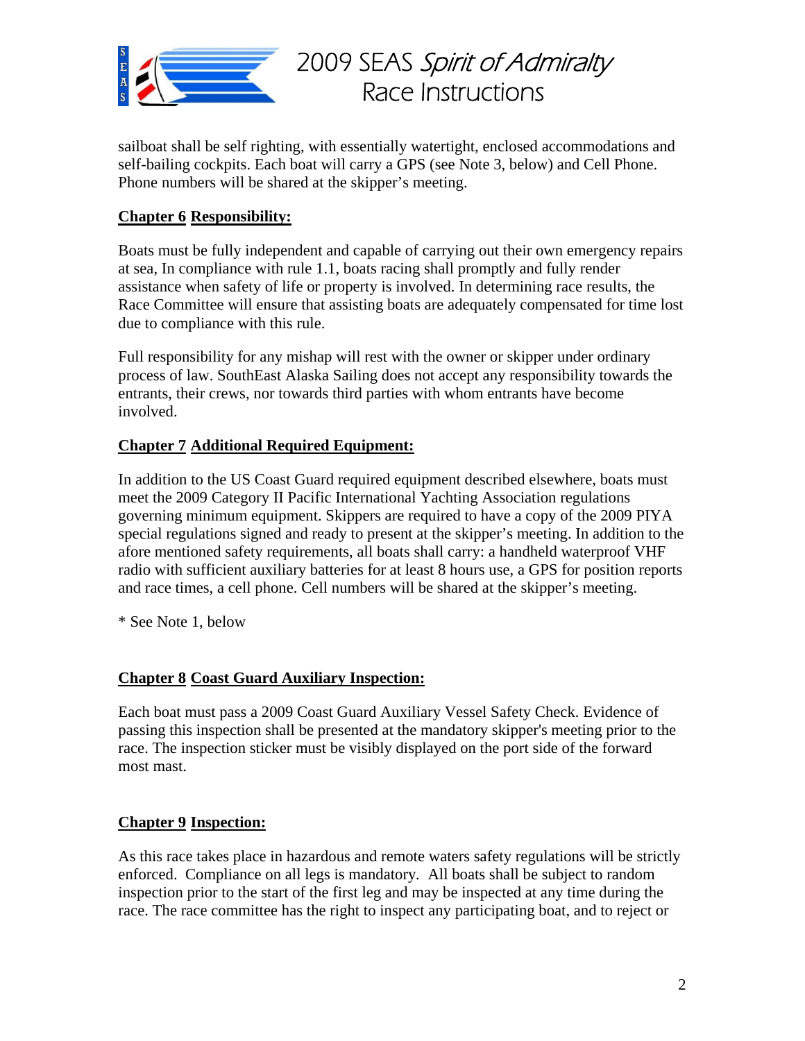sailboat shall be self righting, with essentially watertight, enclosed accommodations and self-bailing cockpits. Each boat will carry a GPS (see Note 3, below) and Cell Phone. Phone numbers will be shared at the skipper's meeting.

## Chapter 6 Responsibility:

Boats must be fully independent and capable of carrying out their own emergency repairs at sea, In compliance with rule 1.1, boats racing shall promptly and fully render assistance when safety of life or property is involved. In determining race results, the Race Committee will ensure that assisting boats are adequately compensated for time lost due to compliance with this rule.

Full responsibility for any mishap will rest with the owner or skipper under ordinary process of law. SouthEast Alaska Sailing does not accept any responsibility towards the entrants, their crews, nor towards third parties with whom entrants have become involved.

## Chapter 7 Additional Required Equipment:

In addition to the US Coast Guard required equipment described elsewhere, boats must meet the 2009 Category II Pacific International Yachting Association regulations governing minimum equipment. Skippers are required to have a copy of the 2009 PIYA special regulations signed and ready to present at the skipper's meeting. In addition to the afore mentioned safety requirements, all boats shall carry: a handheld waterproof VHF radio with sufficient auxiliary batteries for at least 8 hours use, a GPS for position reports and race times, a cell phone. Cell numbers will be shared at the skipper's meeting.

* See Note 1, below

## Chapter 8 Coast Guard Auxiliary Inspection:

Each boat must pass a 2009 Coast Guard Auxiliary Vessel Safety Check. Evidence of passing this inspection shall be presented at the mandatory skipper's meeting prior to the race. The inspection sticker must be visibly displayed on the port side of the forward most mast.

## Chapter 9 Inspection:

As this race takes place in hazardous and remote waters safety regulations will be strictly enforced. Compliance on all legs is mandatory. All boats shall be subject to random inspection prior to the start of the first leg and may be inspected at any time during the race. The race committee has the right to inspect any participating boat, and to reject or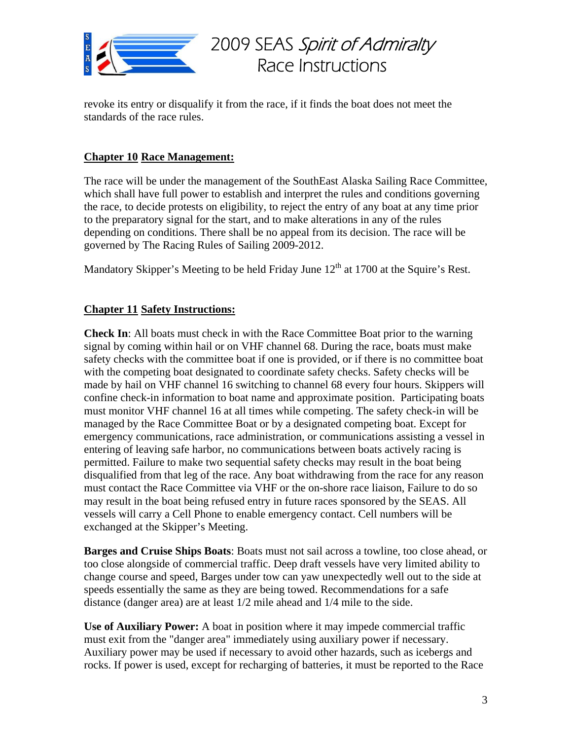revoke its entry or disqualify it from the race, if it finds the boat does not meet the standards of the race rules.

## Chapter 10 Race Management:

The race will be under the management of the SouthEast Alaska Sailing Race Committee, which shall have full power to establish and interpret the rules and conditions governing the race, to decide protests on eligibility, to reject the entry of any boat at any time prior to the preparatory signal for the start, and to make alterations in any of the rules depending on conditions. There shall be no appeal from its decision. The race will be governed by The Racing Rules of Sailing 2009-2012.

Mandatory Skipper's Meeting to be held Friday June 12th at 1700 at the Squire's Rest.

## Chapter 11 Safety Instructions:

**Check In**: All boats must check in with the Race Committee Boat prior to the warning signal by coming within hail or on VHF channel 68. During the race, boats must make safety checks with the committee boat if one is provided, or if there is no committee boat with the competing boat designated to coordinate safety checks. Safety checks will be made by hail on VHF channel 16 switching to channel 68 every four hours. Skippers will confine check-in information to boat name and approximate position. Participating boats must monitor VHF channel 16 at all times while competing. The safety check-in will be managed by the Race Committee Boat or by a designated competing boat. Except for emergency communications, race administration, or communications assisting a vessel in entering of leaving safe harbor, no communications between boats actively racing is permitted. Failure to make two sequential safety checks may result in the boat being disqualified from that leg of the race. Any boat withdrawing from the race for any reason must contact the Race Committee via VHF or the on-shore race liaison, Failure to do so may result in the boat being refused entry in future races sponsored by the SEAS. All vessels will carry a Cell Phone to enable emergency contact. Cell numbers will be exchanged at the Skipper's Meeting.

**Barges and Cruise Ships Boats**: Boats must not sail across a towline, too close ahead, or too close alongside of commercial traffic. Deep draft vessels have very limited ability to change course and speed, Barges under tow can yaw unexpectedly well out to the side at speeds essentially the same as they are being towed. Recommendations for a safe distance (danger area) are at least 1/2 mile ahead and 1/4 mile to the side.

**Use of Auxiliary Power:** A boat in position where it may impede commercial traffic must exit from the "danger area" immediately using auxiliary power if necessary. Auxiliary power may be used if necessary to avoid other hazards, such as icebergs and rocks. If power is used, except for recharging of batteries, it must be reported to the Race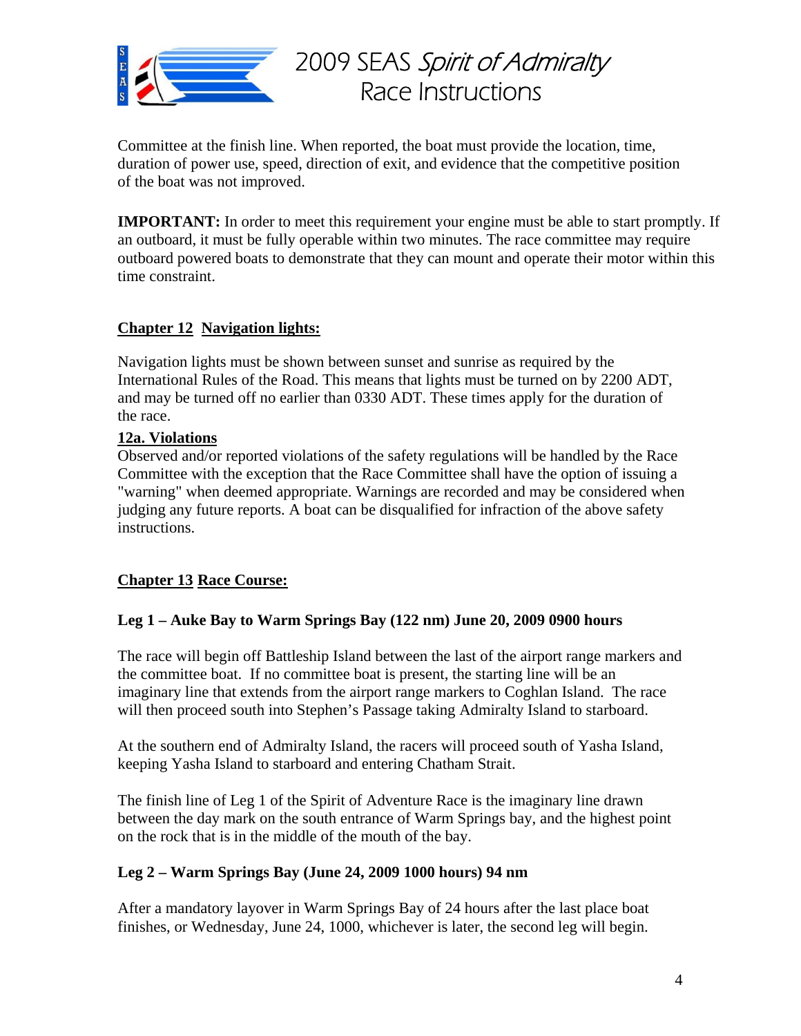Committee at the finish line. When reported, the boat must provide the location, time, duration of power use, speed, direction of exit, and evidence that the competitive position of the boat was not improved.

**IMPORTANT:** In order to meet this requirement your engine must be able to start promptly. If an outboard, it must be fully operable within two minutes. The race committee may require outboard powered boats to demonstrate that they can mount and operate their motor within this time constraint.

## Chapter 12 Navigation lights:

Navigation lights must be shown between sunset and sunrise as required by the International Rules of the Road. This means that lights must be turned on by 2200 ADT, and may be turned off no earlier than 0330 ADT. These times apply for the duration of the race.

### 12a. Violations

Observed and/or reported violations of the safety regulations will be handled by the Race Committee with the exception that the Race Committee shall have the option of issuing a "warning" when deemed appropriate. Warnings are recorded and may be considered when judging any future reports. A boat can be disqualified for infraction of the above safety instructions.

## Chapter 13 Race Course:

**Leg 1 – Auke Bay to Warm Springs Bay (122 nm) June 20, 2009 0900 hours**

The race will begin off Battleship Island between the last of the airport range markers and the committee boat. If no committee boat is present, the starting line will be an imaginary line that extends from the airport range markers to Coghlan Island. The race will then proceed south into Stephen's Passage taking Admiralty Island to starboard.

At the southern end of Admiralty Island, the racers will proceed south of Yasha Island, keeping Yasha Island to starboard and entering Chatham Strait.

The finish line of Leg 1 of the Spirit of Adventure Race is the imaginary line drawn between the day mark on the south entrance of Warm Springs bay, and the highest point on the rock that is in the middle of the mouth of the bay.

**Leg 2 – Warm Springs Bay (June 24, 2009 1000 hours) 94 nm**

After a mandatory layover in Warm Springs Bay of 24 hours after the last place boat finishes, or Wednesday, June 24, 1000, whichever is later, the second leg will begin.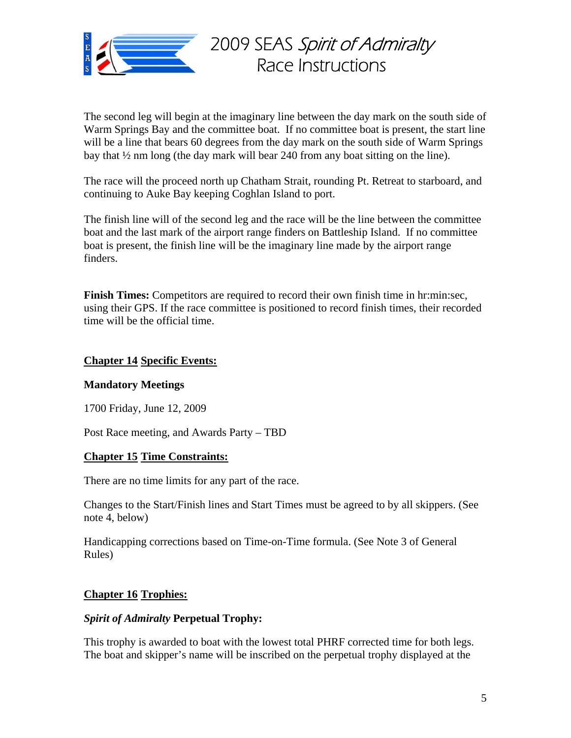The second leg will begin at the imaginary line between the day mark on the south side of Warm Springs Bay and the committee boat. If no committee boat is present, the start line will be a line that bears 60 degrees from the day mark on the south side of Warm Springs bay that ½ nm long (the day mark will bear 240 from any boat sitting on the line).

The race will the proceed north up Chatham Strait, rounding Pt. Retreat to starboard, and continuing to Auke Bay keeping Coghlan Island to port.

The finish line will of the second leg and the race will be the line between the committee boat and the last mark of the airport range finders on Battleship Island. If no committee boat is present, the finish line will be the imaginary line made by the airport range finders.

**Finish Times:** Competitors are required to record their own finish time in hr:min:sec, using their GPS. If the race committee is positioned to record finish times, their recorded time will be the official time.

## Chapter 14 Specific Events:

**Mandatory Meetings**

1700 Friday, June 12, 2009

Post Race meeting, and Awards Party – TBD

## Chapter 15 Time Constraints:

There are no time limits for any part of the race.

Changes to the Start/Finish lines and Start Times must be agreed to by all skippers. (See note 4, below)

Handicapping corrections based on Time-on-Time formula. (See Note 3 of General Rules)

## Chapter 16 Trophies:

***Spirit of Admiralty* Perpetual Trophy:**

This trophy is awarded to boat with the lowest total PHRF corrected time for both legs. The boat and skipper's name will be inscribed on the perpetual trophy displayed at the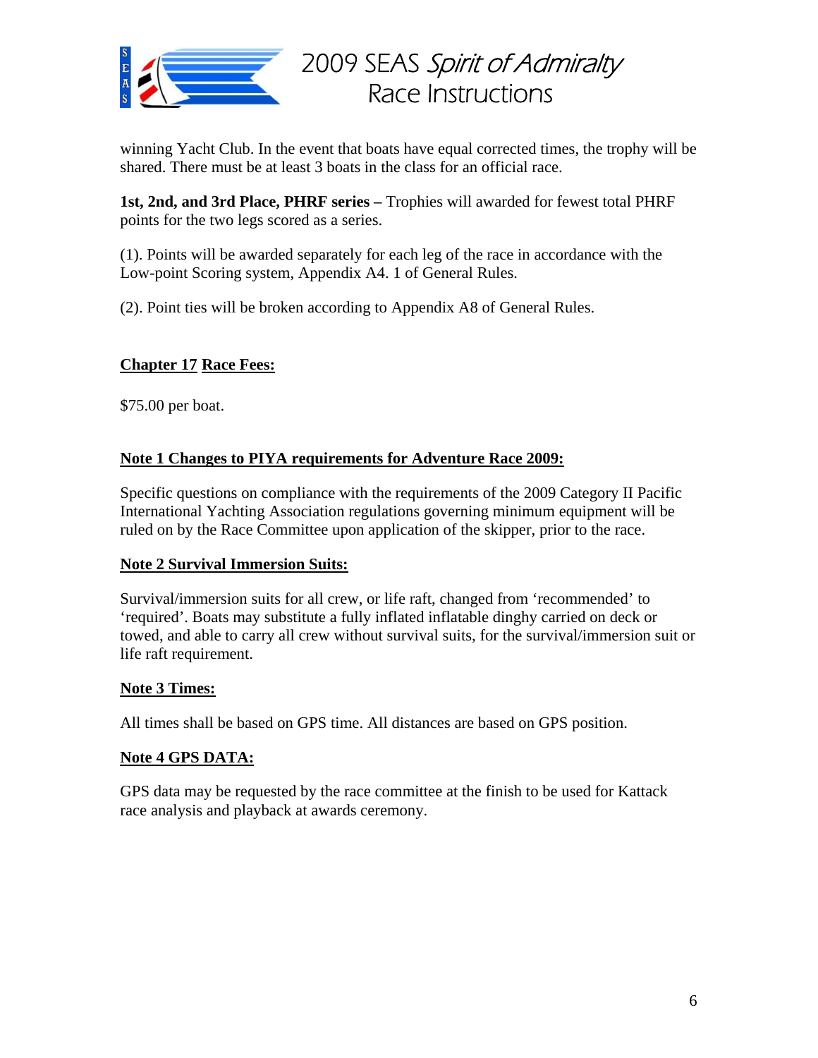winning Yacht Club. In the event that boats have equal corrected times, the trophy will be shared. There must be at least 3 boats in the class for an official race.

**1st, 2nd, and 3rd Place, PHRF series –** Trophies will awarded for fewest total PHRF points for the two legs scored as a series.

(1). Points will be awarded separately for each leg of the race in accordance with the Low-point Scoring system, Appendix A4. 1 of General Rules.

(2). Point ties will be broken according to Appendix A8 of General Rules.

## Chapter 17 Race Fees:

$75.00 per boat.

## Note 1 Changes to PIYA requirements for Adventure Race 2009:

Specific questions on compliance with the requirements of the 2009 Category II Pacific International Yachting Association regulations governing minimum equipment will be ruled on by the Race Committee upon application of the skipper, prior to the race.

## Note 2 Survival Immersion Suits:

Survival/immersion suits for all crew, or life raft, changed from 'recommended' to 'required'. Boats may substitute a fully inflated inflatable dinghy carried on deck or towed, and able to carry all crew without survival suits, for the survival/immersion suit or life raft requirement.

## Note 3 Times:

All times shall be based on GPS time. All distances are based on GPS position.

## Note 4 GPS DATA:

GPS data may be requested by the race committee at the finish to be used for Kattack race analysis and playback at awards ceremony.